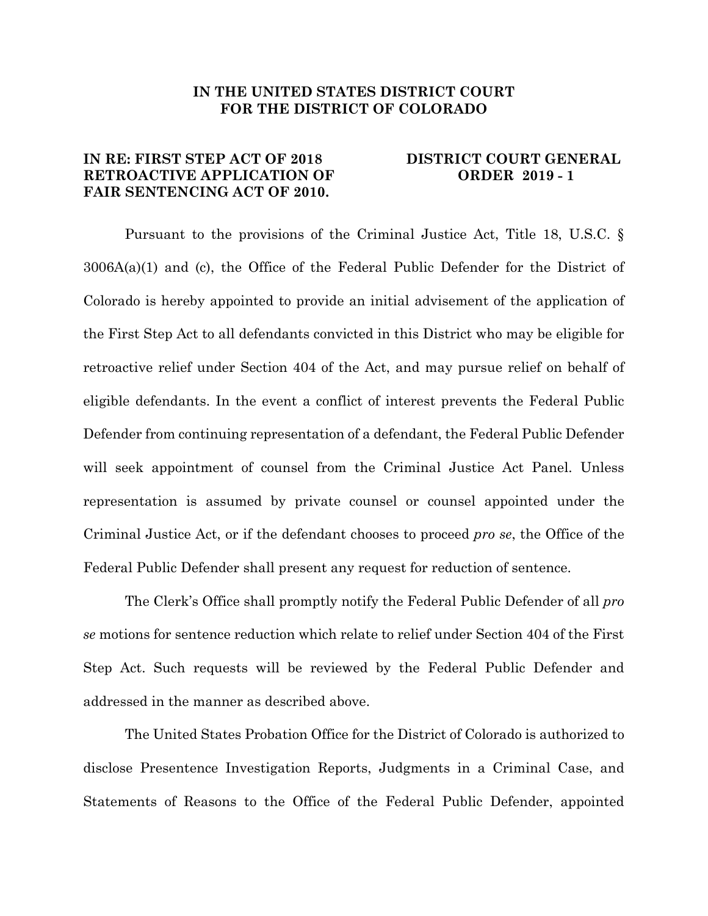**IN THE UNITED STATES DISTRICT COURT**
**FOR THE DISTRICT OF COLORADO**

**IN RE: FIRST STEP ACT OF 2018 RETROACTIVE APPLICATION OF FAIR SENTENCING ACT OF 2010.**

**DISTRICT COURT GENERAL ORDER 2019 - 1**

Pursuant to the provisions of the Criminal Justice Act, Title 18, U.S.C. § 3006A(a)(1) and (c), the Office of the Federal Public Defender for the District of Colorado is hereby appointed to provide an initial advisement of the application of the First Step Act to all defendants convicted in this District who may be eligible for retroactive relief under Section 404 of the Act, and may pursue relief on behalf of eligible defendants. In the event a conflict of interest prevents the Federal Public Defender from continuing representation of a defendant, the Federal Public Defender will seek appointment of counsel from the Criminal Justice Act Panel. Unless representation is assumed by private counsel or counsel appointed under the Criminal Justice Act, or if the defendant chooses to proceed *pro se*, the Office of the Federal Public Defender shall present any request for reduction of sentence.

The Clerk's Office shall promptly notify the Federal Public Defender of all *pro se* motions for sentence reduction which relate to relief under Section 404 of the First Step Act. Such requests will be reviewed by the Federal Public Defender and addressed in the manner as described above.

The United States Probation Office for the District of Colorado is authorized to disclose Presentence Investigation Reports, Judgments in a Criminal Case, and Statements of Reasons to the Office of the Federal Public Defender, appointed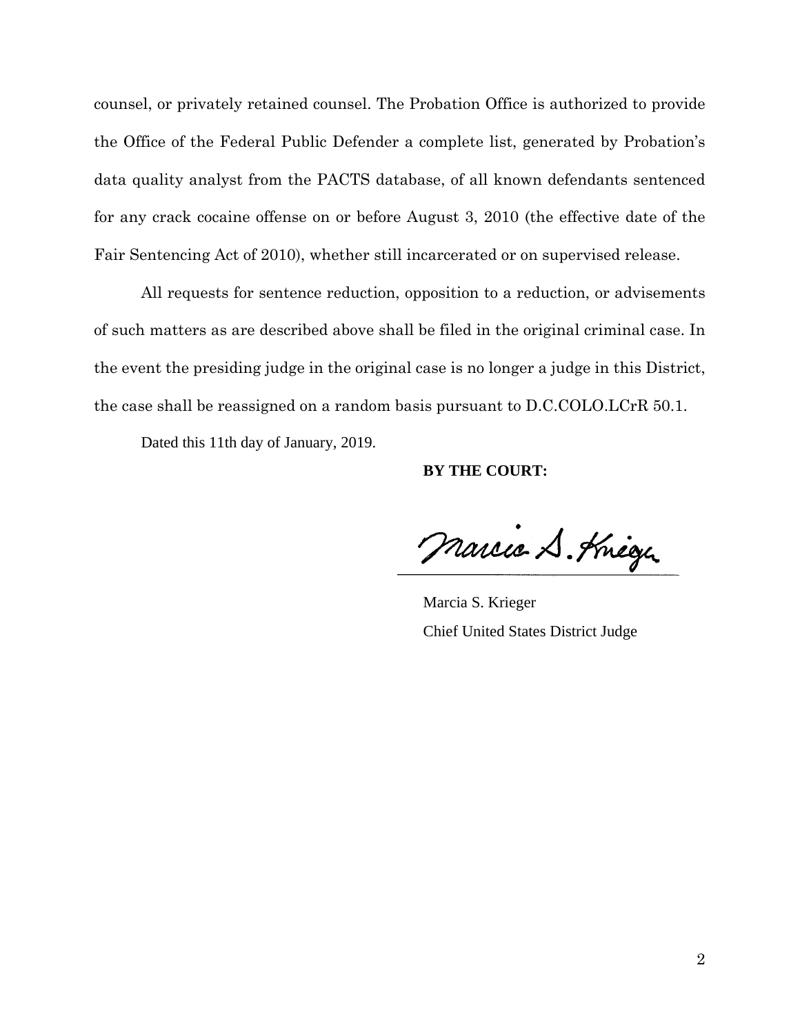counsel, or privately retained counsel. The Probation Office is authorized to provide the Office of the Federal Public Defender a complete list, generated by Probation's data quality analyst from the PACTS database, of all known defendants sentenced for any crack cocaine offense on or before August 3, 2010 (the effective date of the Fair Sentencing Act of 2010), whether still incarcerated or on supervised release.

All requests for sentence reduction, opposition to a reduction, or advisements of such matters as are described above shall be filed in the original criminal case. In the event the presiding judge in the original case is no longer a judge in this District, the case shall be reassigned on a random basis pursuant to D.C.COLO.LCrR 50.1.

Dated this 11th day of January, 2019.

**BY THE COURT:**

Marcia S. Krieger
Chief United States District Judge